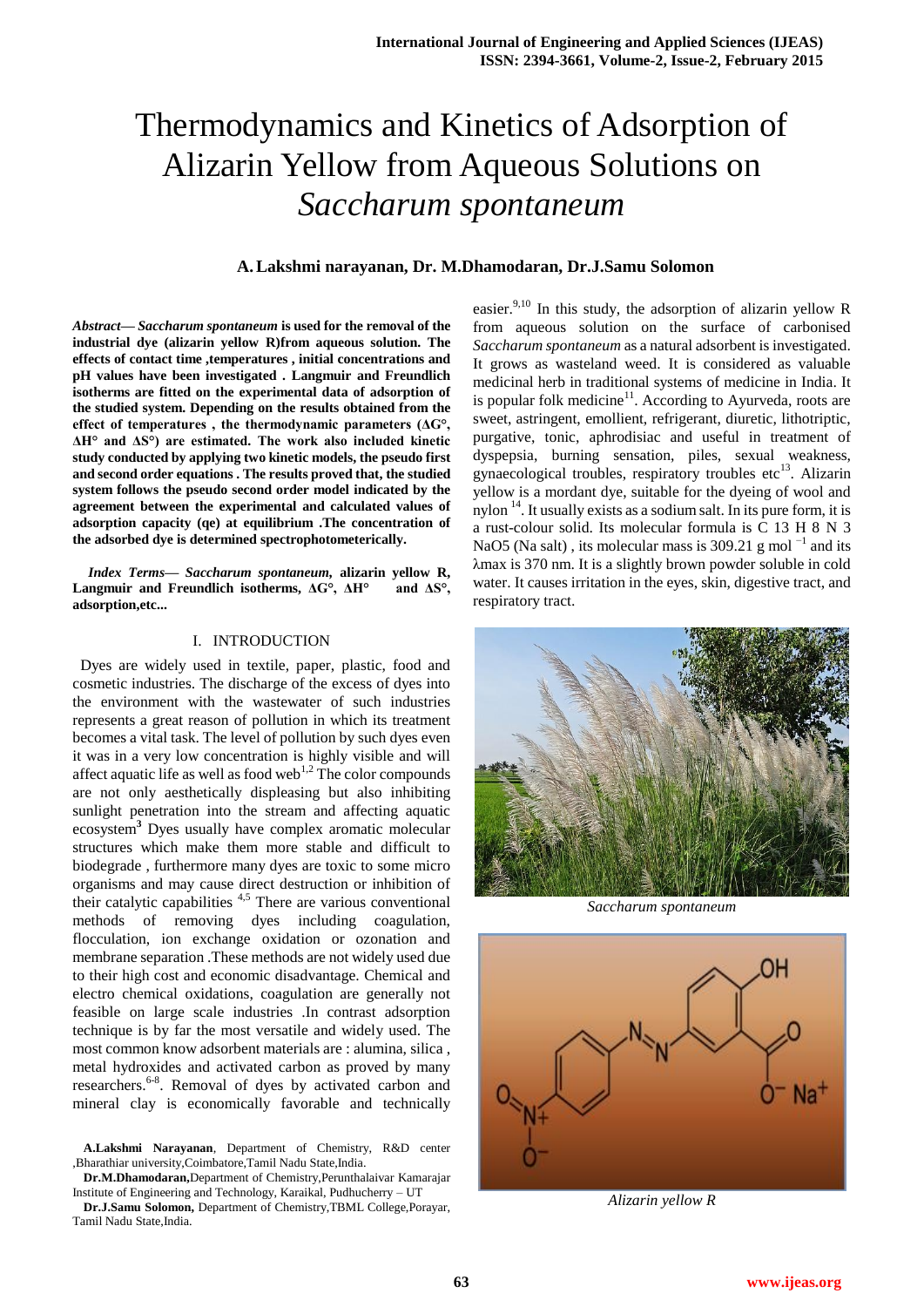# Thermodynamics and Kinetics of Adsorption of Alizarin Yellow from Aqueous Solutions on *Saccharum spontaneum*

**A. Lakshmi narayanan, Dr. M.Dhamodaran, Dr.J.Samu Solomon**

***Abstract*— *Saccharum spontaneum* is used for the removal of the industrial dye (alizarin yellow R)from aqueous solution. The effects of contact time ,temperatures , initial concentrations and pH values have been investigated . Langmuir and Freundlich isotherms are fitted on the experimental data of adsorption of the studied system. Depending on the results obtained from the effect of temperatures , the thermodynamic parameters (ΔG°, ΔH° and ΔS°) are estimated. The work also included kinetic study conducted by applying two kinetic models, the pseudo first and second order equations . The results proved that, the studied system follows the pseudo second order model indicated by the agreement between the experimental and calculated values of adsorption capacity (qe) at equilibrium .The concentration of the adsorbed dye is determined spectrophotometerically.**

***Index Terms*— *Saccharum spontaneum,* alizarin yellow R, Langmuir and Freundlich isotherms, ΔG°, ΔH° and ΔS°, adsorption,etc...**

## I. INTRODUCTION

Dyes are widely used in textile, paper, plastic, food and cosmetic industries. The discharge of the excess of dyes into the environment with the wastewater of such industries represents a great reason of pollution in which its treatment becomes a vital task. The level of pollution by such dyes even it was in a very low concentration is highly visible and will affect aquatic life as well as food web[1,2] The color compounds are not only aesthetically displeasing but also inhibiting sunlight penetration into the stream and affecting aquatic ecosystem[3] Dyes usually have complex aromatic molecular structures which make them more stable and difficult to biodegrade , furthermore many dyes are toxic to some micro organisms and may cause direct destruction or inhibition of their catalytic capabilities [4,5] There are various conventional methods of removing dyes including coagulation, flocculation, ion exchange oxidation or ozonation and membrane separation .These methods are not widely used due to their high cost and economic disadvantage. Chemical and electro chemical oxidations, coagulation are generally not feasible on large scale industries .In contrast adsorption technique is by far the most versatile and widely used. The most common know adsorbent materials are : alumina, silica , metal hydroxides and activated carbon as proved by many researchers.[6-8]. Removal of dyes by activated carbon and mineral clay is economically favorable and technically easier.[9,10] In this study, the adsorption of alizarin yellow R from aqueous solution on the surface of carbonised *Saccharum spontaneum* as a natural adsorbent is investigated. It grows as wasteland weed. It is considered as valuable medicinal herb in traditional systems of medicine in India. It is popular folk medicine[11]. According to Ayurveda, roots are sweet, astringent, emollient, refrigerant, diuretic, lithotriptic, purgative, tonic, aphrodisiac and useful in treatment of dyspepsia, burning sensation, piles, sexual weakness, gynaecological troubles, respiratory troubles etc[13]. Alizarin yellow is a mordant dye, suitable for the dyeing of wool and nylon [14]. It usually exists as a sodium salt. In its pure form, it is a rust-colour solid. Its molecular formula is C 13 H 8 N 3 NaO5 (Na salt) , its molecular mass is 309.21 g mol $^{-1}$ and its λmax is 370 nm. It is a slightly brown powder soluble in cold water. It causes irritation in the eyes, skin, digestive tract, and respiratory tract.

*Saccharum spontaneum*

*Alizarin yellow R*

**A.Lakshmi Narayanan**, Department of Chemistry, R&D center ,Bharathiar university,Coimbatore,Tamil Nadu State,India.

**Dr.M.Dhamodaran,**Department of Chemistry,Perunthalaivar Kamarajar Institute of Engineering and Technology, Karaikal, Pudhucherry – UT

**Dr.J.Samu Solomon,** Department of Chemistry,TBML College,Porayar, Tamil Nadu State,India.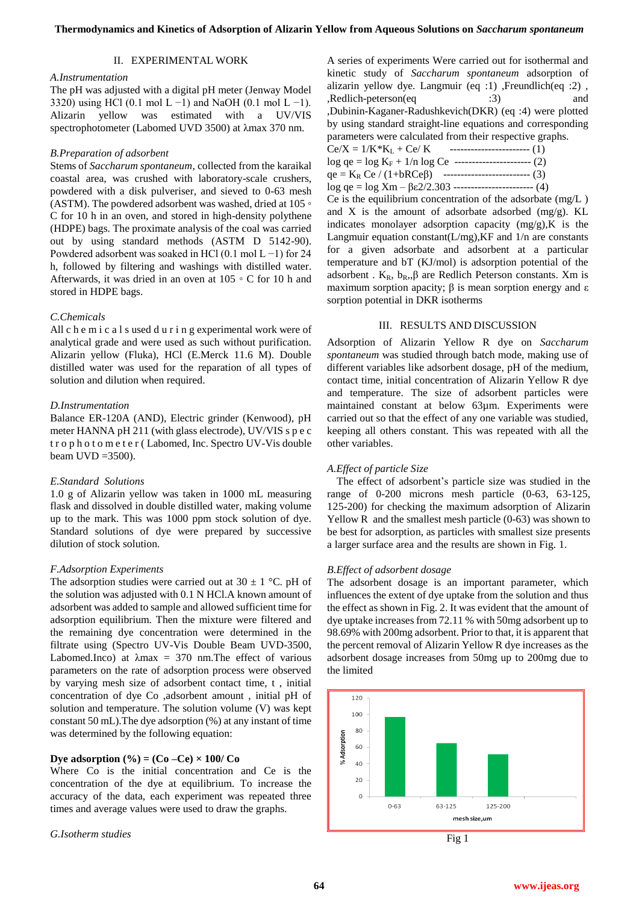## II. EXPERIMENTAL WORK

### A. Instrumentation

The pH was adjusted with a digital pH meter (Jenway Model 3320) using HCl (0.1 mol $L^{-1}$) and NaOH (0.1 mol $L^{-1}$). Alizarin yellow was estimated with a UV/VIS spectrophotometer (Labomed UVD 3500) at λmax 370 nm.

### B. Preparation of adsorbent

Stems of *Saccharum spontaneum*, collected from the karaikal coastal area, was crushed with laboratory-scale crushers, powdered with a disk pulveriser, and sieved to 0-63 mesh (ASTM). The powdered adsorbent was washed, dried at 105 ◦ C for 10 h in an oven, and stored in high-density polythene (HDPE) bags. The proximate analysis of the coal was carried out by using standard methods (ASTM D 5142-90). Powdered adsorbent was soaked in HCl (0.1 mol $L^{-1}$) for 24 h, followed by filtering and washings with distilled water. Afterwards, it was dried in an oven at 105 ◦ C for 10 h and stored in HDPE bags.

### C. Chemicals

All chemicals used during experimental work were of analytical grade and were used as such without purification. Alizarin yellow (Fluka), HCl (E.Merck 11.6 M). Double distilled water was used for the reparation of all types of solution and dilution when required.

### D. Instrumentation

Balance ER-120A (AND), Electric grinder (Kenwood), pH meter HANNA pH 211 (with glass electrode), UV/VIS spectrophotometer ( Labomed, Inc. Spectro UV-Vis double beam UVD =3500).

### E. Standard Solutions

1.0 g of Alizarin yellow was taken in 1000 mL measuring flask and dissolved in double distilled water, making volume up to the mark. This was 1000 ppm stock solution of dye. Standard solutions of dye were prepared by successive dilution of stock solution.

### F. Adsorption Experiments

The adsorption studies were carried out at 30 ± 1 °C. pH of the solution was adjusted with 0.1 N HCl.A known amount of adsorbent was added to sample and allowed sufficient time for adsorption equilibrium. Then the mixture were filtered and the remaining dye concentration were determined in the filtrate using (Spectro UV-Vis Double Beam UVD-3500, Labomed.Inco) at λmax = 370 nm.The effect of various parameters on the rate of adsorption process were observed by varying mesh size of adsorbent contact time, t , initial concentration of dye Co ,adsorbent amount , initial pH of solution and temperature. The solution volume (V) was kept constant 50 mL).The dye adsorption (%) at any instant of time was determined by the following equation:

**Dye adsorption (%) = (Co –Ce) × 100/ Co**

Where Co is the initial concentration and Ce is the concentration of the dye at equilibrium. To increase the accuracy of the data, each experiment was repeated three times and average values were used to draw the graphs.

### G. Isotherm studies

A series of experiments Were carried out for isothermal and kinetic study of *Saccharum spontaneum* adsorption of alizarin yellow dye. Langmuir (eq :1) ,Freundlich(eq :2) , ,Redlich-peterson(eq :3) and ,Dubinin-Kaganer-Radushkevich(DKR) (eq :4) were plotted by using standard straight-line equations and corresponding parameters were calculated from their respective graphs.

$$Ce/X = 1/K{*}K_L + Ce/K \quad (1)$$

$$\log qe = \log K_F + 1/n \log Ce \quad (2)$$

$$qe = K_R\, Ce / (1+bRCe\beta) \quad (3)$$

$$\log qe = \log Xm - \beta\varepsilon 2/2.303 \quad (4)$$

Ce is the equilibrium concentration of the adsorbate (mg/L ) and X is the amount of adsorbate adsorbed (mg/g). KL indicates monolayer adsorption capacity (mg/g),K is the Langmuir equation constant(L/mg),KF and 1/n are constants for a given adsorbate and adsorbent at a particular temperature and bT (KJ/mol) is adsorption potential of the adsorbent . $K_R$, $b_R$,,β are Redlich Peterson constants. Xm is maximum sorption apacity; β is mean sorption energy and ε sorption potential in DKR isotherms

## III. RESULTS AND DISCUSSION

Adsorption of Alizarin Yellow R dye on *Saccharum spontaneum* was studied through batch mode, making use of different variables like adsorbent dosage, pH of the medium, contact time, initial concentration of Alizarin Yellow R dye and temperature. The size of adsorbent particles were maintained constant at below 63µm. Experiments were carried out so that the effect of any one variable was studied, keeping all others constant. This was repeated with all the other variables.

### A. Effect of particle Size

The effect of adsorbent's particle size was studied in the range of 0-200 microns mesh particle (0-63, 63-125, 125-200) for checking the maximum adsorption of Alizarin Yellow R and the smallest mesh particle (0-63) was shown to be best for adsorption, as particles with smallest size presents a larger surface area and the results are shown in Fig. 1.

### B. Effect of adsorbent dosage

The adsorbent dosage is an important parameter, which influences the extent of dye uptake from the solution and thus the effect as shown in Fig. 2. It was evident that the amount of dye uptake increases from 72.11 % with 50mg adsorbent up to 98.69% with 200mg adsorbent. Prior to that, it is apparent that the percent removal of Alizarin Yellow R dye increases as the adsorbent dosage increases from 50mg up to 200mg due to the limited

Fig 1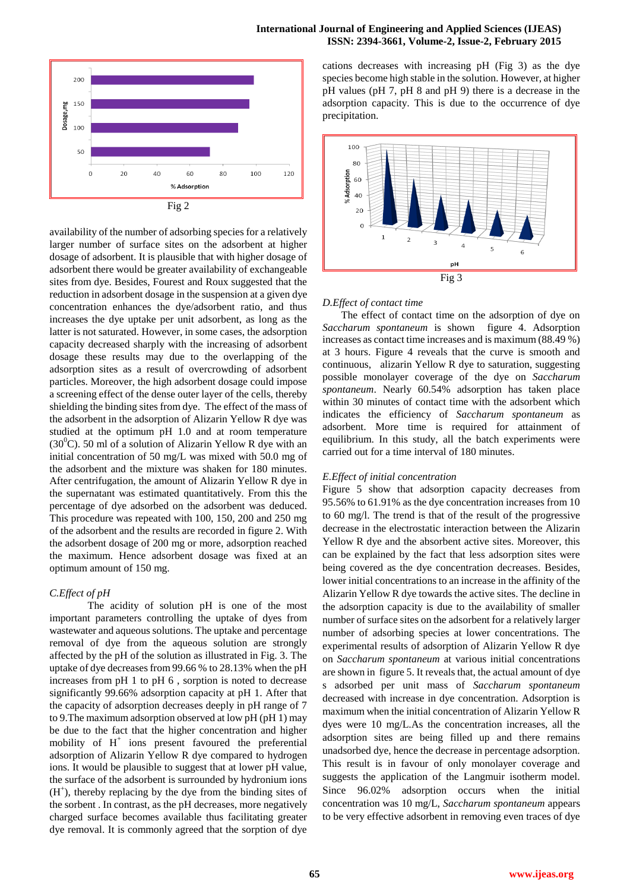Fig 2

availability of the number of adsorbing species for a relatively larger number of surface sites on the adsorbent at higher dosage of adsorbent. It is plausible that with higher dosage of adsorbent there would be greater availability of exchangeable sites from dye. Besides, Fourest and Roux suggested that the reduction in adsorbent dosage in the suspension at a given dye concentration enhances the dye/adsorbent ratio, and thus increases the dye uptake per unit adsorbent, as long as the latter is not saturated. However, in some cases, the adsorption capacity decreased sharply with the increasing of adsorbent dosage these results may due to the overlapping of the adsorption sites as a result of overcrowding of adsorbent particles. Moreover, the high adsorbent dosage could impose a screening effect of the dense outer layer of the cells, thereby shielding the binding sites from dye. The effect of the mass of the adsorbent in the adsorption of Alizarin Yellow R dye was studied at the optimum pH 1.0 and at room temperature ($30^0$C). 50 ml of a solution of Alizarin Yellow R dye with an initial concentration of 50 mg/L was mixed with 50.0 mg of the adsorbent and the mixture was shaken for 180 minutes. After centrifugation, the amount of Alizarin Yellow R dye in the supernatant was estimated quantitatively. From this the percentage of dye adsorbed on the adsorbent was deduced. This procedure was repeated with 100, 150, 200 and 250 mg of the adsorbent and the results are recorded in figure 2. With the adsorbent dosage of 200 mg or more, adsorption reached the maximum. Hence adsorbent dosage was fixed at an optimum amount of 150 mg.

### *C.Effect of pH*

The acidity of solution pH is one of the most important parameters controlling the uptake of dyes from wastewater and aqueous solutions. The uptake and percentage removal of dye from the aqueous solution are strongly affected by the pH of the solution as illustrated in Fig. 3. The uptake of dye decreases from 99.66 % to 28.13% when the pH increases from pH 1 to pH 6 , sorption is noted to decrease significantly 99.66% adsorption capacity at pH 1. After that the capacity of adsorption decreases deeply in pH range of 7 to 9.The maximum adsorption observed at low pH (pH 1) may be due to the fact that the higher concentration and higher mobility of $H^+$ ions present favoured the preferential adsorption of Alizarin Yellow R dye compared to hydrogen ions. It would be plausible to suggest that at lower pH value, the surface of the adsorbent is surrounded by hydronium ions ($H^+$), thereby replacing by the dye from the binding sites of the sorbent . In contrast, as the pH decreases, more negatively charged surface becomes available thus facilitating greater dye removal. It is commonly agreed that the sorption of dye cations decreases with increasing pH (Fig 3) as the dye species become high stable in the solution. However, at higher pH values (pH 7, pH 8 and pH 9) there is a decrease in the adsorption capacity. This is due to the occurrence of dye precipitation.

Fig 3

### *D.Effect of contact time*

The effect of contact time on the adsorption of dye on *Saccharum spontaneum* is shown figure 4. Adsorption increases as contact time increases and is maximum (88.49 %) at 3 hours. Figure 4 reveals that the curve is smooth and continuous, alizarin Yellow R dye to saturation, suggesting possible monolayer coverage of the dye on *Saccharum spontaneum*. Nearly 60.54% adsorption has taken place within 30 minutes of contact time with the adsorbent which indicates the efficiency of *Saccharum spontaneum* as adsorbent. More time is required for attainment of equilibrium. In this study, all the batch experiments were carried out for a time interval of 180 minutes.

### *E.Effect of initial concentration*

Figure 5 show that adsorption capacity decreases from 95.56% to 61.91% as the dye concentration increases from 10 to 60 mg/l. The trend is that of the result of the progressive decrease in the electrostatic interaction between the Alizarin Yellow R dye and the absorbent active sites. Moreover, this can be explained by the fact that less adsorption sites were being covered as the dye concentration decreases. Besides, lower initial concentrations to an increase in the affinity of the Alizarin Yellow R dye towards the active sites. The decline in the adsorption capacity is due to the availability of smaller number of surface sites on the adsorbent for a relatively larger number of adsorbing species at lower concentrations. The experimental results of adsorption of Alizarin Yellow R dye on *Saccharum spontaneum* at various initial concentrations are shown in figure 5. It reveals that, the actual amount of dye s adsorbed per unit mass of *Saccharum spontaneum* decreased with increase in dye concentration. Adsorption is maximum when the initial concentration of Alizarin Yellow R dyes were 10 mg/L.As the concentration increases, all the adsorption sites are being filled up and there remains unadsorbed dye, hence the decrease in percentage adsorption. This result is in favour of only monolayer coverage and suggests the application of the Langmuir isotherm model. Since 96.02% adsorption occurs when the initial concentration was 10 mg/L, *Saccharum spontaneum* appears to be very effective adsorbent in removing even traces of dye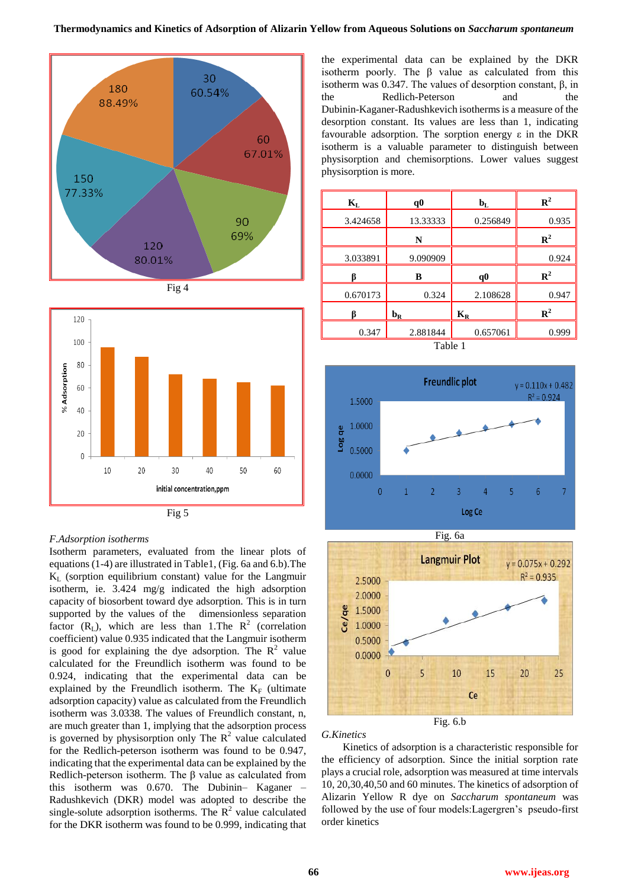Fig 4

Fig 5

*F.Adsorption isotherms*

Isotherm parameters, evaluated from the linear plots of equations (1-4) are illustrated in Table1, (Fig. 6a and 6.b).The $K_L$ (sorption equilibrium constant) value for the Langmuir isotherm, ie. 3.424 mg/g indicated the high adsorption capacity of biosorbent toward dye adsorption. This is in turn supported by the values of the dimensionless separation factor ($R_L$), which are less than 1.The $R^2$ (correlation coefficient) value 0.935 indicated that the Langmuir isotherm is good for explaining the dye adsorption. The $R^2$ value calculated for the Freundlich isotherm was found to be 0.924, indicating that the experimental data can be explained by the Freundlich isotherm. The $K_F$ (ultimate adsorption capacity) value as calculated from the Freundlich isotherm was 3.0338. The values of Freundlich constant, n, are much greater than 1, implying that the adsorption process is governed by physisorption only The $R^2$ value calculated for the Redlich-peterson isotherm was found to be 0.947, indicating that the experimental data can be explained by the Redlich-peterson isotherm. The β value as calculated from this isotherm was 0.670. The Dubinin– Kaganer – Radushkevich (DKR) model was adopted to describe the single-solute adsorption isotherms. The $R^2$ value calculated for the DKR isotherm was found to be 0.999, indicating that the experimental data can be explained by the DKR isotherm poorly. The β value as calculated from this isotherm was 0.347. The values of desorption constant, β, in the Redlich-Peterson and the Dubinin-Kaganer-Radushkevich isotherms is a measure of the desorption constant. Its values are less than 1, indicating favourable adsorption. The sorption energy ε in the DKR isotherm is a valuable parameter to distinguish between physisorption and chemisorptions. Lower values suggest physisorption is more.

| $K_L$ | q0 | $b_L$ | $R^2$ |
|---|---|---|---|
| 3.424658 | 13.33333 | 0.256849 | 0.935 |
| | N | | $R^2$ |
| 3.033891 | 9.090909 | | 0.924 |
| β | B | q0 | $R^2$ |
| 0.670173 | 0.324 | 2.108628 | 0.947 |
| β | $b_R$ | $K_R$ | $R^2$ |
| 0.347 | 2.881844 | 0.657061 | 0.999 |

Table 1

Fig. 6a

Fig. 6.b

*G.Kinetics*

Kinetics of adsorption is a characteristic responsible for the efficiency of adsorption. Since the initial sorption rate plays a crucial role, adsorption was measured at time intervals 10, 20,30,40,50 and 60 minutes. The kinetics of adsorption of Alizarin Yellow R dye on *Saccharum spontaneum* was followed by the use of four models:Lagergren's pseudo-first order kinetics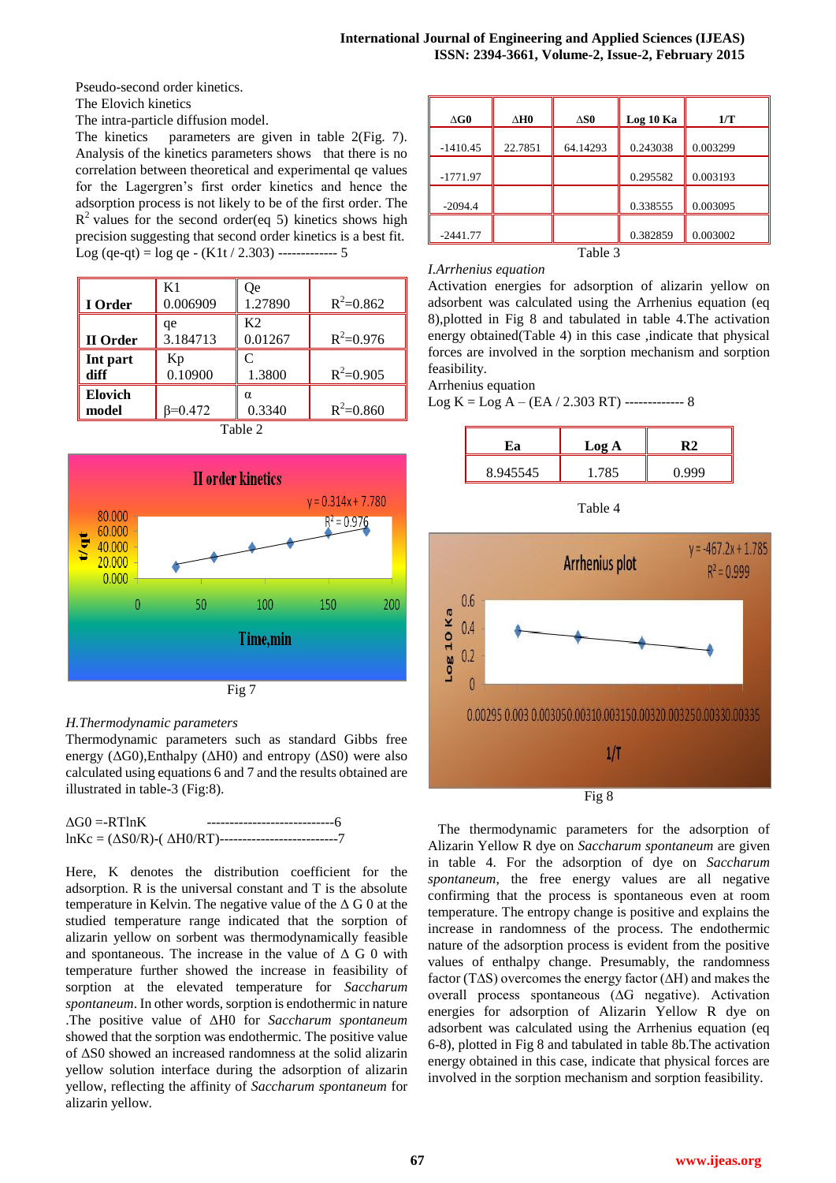Pseudo-second order kinetics.
The Elovich kinetics
The intra-particle diffusion model.
The kinetics parameters are given in table 2(Fig. 7). Analysis of the kinetics parameters shows that there is no correlation between theoretical and experimental qe values for the Lagergren's first order kinetics and hence the adsorption process is not likely to be of the first order. The $R^2$ values for the second order(eq 5) kinetics shows high precision suggesting that second order kinetics is a best fit.

Log (qe-qt) = log qe - (K1t / 2.303) ------------- 5

| **I Order** | K1 0.006909 | Qe 1.27890 | $R^2$=0.862 |
|---|---|---|---|
| **II Order** | qe 3.184713 | K2 0.01267 | $R^2$=0.976 |
| **Int part diff** | Kp 0.10900 | C 1.3800 | $R^2$=0.905 |
| **Elovich model** | β=0.472 | α 0.3340 | $R^2$=0.860 |

Table 2

Fig 7

*H.Thermodynamic parameters*

Thermodynamic parameters such as standard Gibbs free energy (ΔG0),Enthalpy (ΔH0) and entropy (ΔS0) were also calculated using equations 6 and 7 and the results obtained are illustrated in table-3 (Fig:8).

ΔG0 =-RTlnK ----------------------------6

lnKc = (ΔS0/R)-( ΔH0/RT)-------------------------7

Here, K denotes the distribution coefficient for the adsorption. R is the universal constant and T is the absolute temperature in Kelvin. The negative value of the Δ G 0 at the studied temperature range indicated that the sorption of alizarin yellow on sorbent was thermodynamically feasible and spontaneous. The increase in the value of Δ G 0 with temperature further showed the increase in feasibility of sorption at the elevated temperature for *Saccharum spontaneum*. In other words, sorption is endothermic in nature .The positive value of ΔH0 for *Saccharum spontaneum* showed that the sorption was endothermic. The positive value of ΔS0 showed an increased randomness at the solid alizarin yellow solution interface during the adsorption of alizarin yellow, reflecting the affinity of *Saccharum spontaneum* for alizarin yellow.

| ΔG0 | ΔH0 | ΔS0 | Log 10 Ka | 1/T |
|---|---|---|---|---|
| -1410.45 | 22.7851 | 64.14293 | 0.243038 | 0.003299 |
| -1771.97 | | | 0.295582 | 0.003193 |
| -2094.4 | | | 0.338555 | 0.003095 |
| -2441.77 | | | 0.382859 | 0.003002 |

Table 3

*I.Arrhenius equation*

Activation energies for adsorption of alizarin yellow on adsorbent was calculated using the Arrhenius equation (eq 8),plotted in Fig 8 and tabulated in table 4.The activation energy obtained(Table 4) in this case ,indicate that physical forces are involved in the sorption mechanism and sorption feasibility.

Arrhenius equation

Log K = Log A – (EA / 2.303 RT) ------------- 8

| Ea | Log A | R2 |
|---|---|---|
| 8.945545 | 1.785 | 0.999 |

Table 4

Fig 8

The thermodynamic parameters for the adsorption of Alizarin Yellow R dye on *Saccharum spontaneum* are given in table 4. For the adsorption of dye on *Saccharum spontaneum*, the free energy values are all negative confirming that the process is spontaneous even at room temperature. The entropy change is positive and explains the increase in randomness of the process. The endothermic nature of the adsorption process is evident from the positive values of enthalpy change. Presumably, the randomness factor (TΔS) overcomes the energy factor (ΔH) and makes the overall process spontaneous (ΔG negative). Activation energies for adsorption of Alizarin Yellow R dye on adsorbent was calculated using the Arrhenius equation (eq 6-8), plotted in Fig 8 and tabulated in table 8b.The activation energy obtained in this case, indicate that physical forces are involved in the sorption mechanism and sorption feasibility.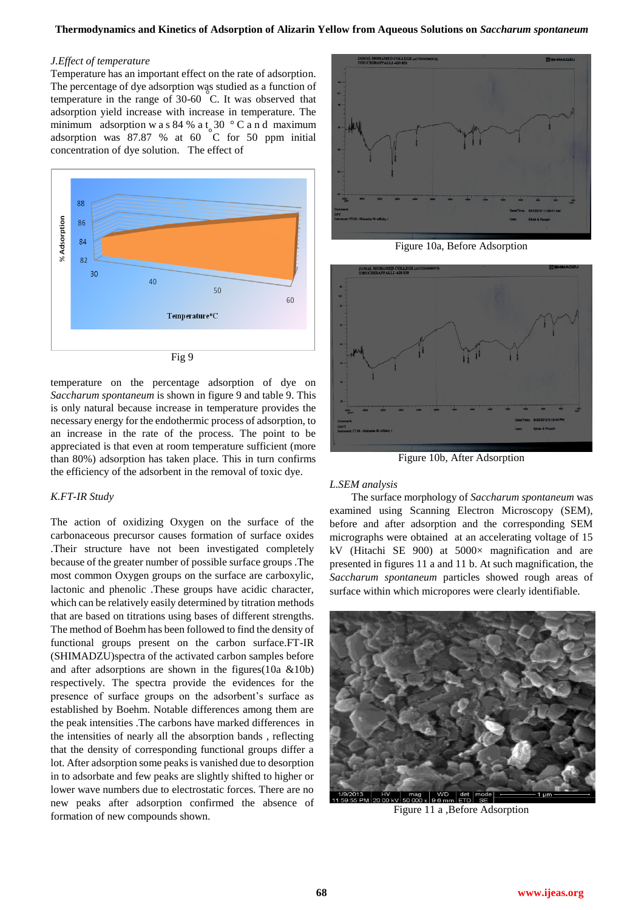### *J. Effect of temperature*

Temperature has an important effect on the rate of adsorption. The percentage of dye adsorption was studied as a function of temperature in the range of 30-60 °C. It was observed that adsorption yield increase with increase in temperature. The minimum adsorption was 84 % at 30 °C and maximum adsorption was 87.87 % at 60 °C for 50 ppm initial concentration of dye solution. The effect of temperature on the percentage adsorption of dye on *Saccharum spontaneum* is shown in figure 9 and table 9. This is only natural because increase in temperature provides the necessary energy for the endothermic process of adsorption, to an increase in the rate of the process. The point to be appreciated is that even at room temperature sufficient (more than 80%) adsorption has taken place. This in turn confirms the efficiency of the adsorbent in the removal of toxic dye.

Fig 9

### *K. FT-IR Study*

The action of oxidizing Oxygen on the surface of the carbonaceous precursor causes formation of surface oxides .Their structure have not been investigated completely because of the greater number of possible surface groups .The most common Oxygen groups on the surface are carboxylic, lactonic and phenolic .These groups have acidic character, which can be relatively easily determined by titration methods that are based on titrations using bases of different strengths. The method of Boehm has been followed to find the density of functional groups present on the carbon surface.FT-IR (SHIMADZU)spectra of the activated carbon samples before and after adsorptions are shown in the figures(10a &10b) respectively. The spectra provide the evidences for the presence of surface groups on the adsorbent's surface as established by Boehm. Notable differences among them are the peak intensities .The carbons have marked differences in the intensities of nearly all the absorption bands , reflecting that the density of corresponding functional groups differ a lot. After adsorption some peaks is vanished due to desorption in to adsorbate and few peaks are slightly shifted to higher or lower wave numbers due to electrostatic forces. There are no new peaks after adsorption confirmed the absence of formation of new compounds shown.

Figure 10a, Before Adsorption

Figure 10b, After Adsorption

### *L. SEM analysis*

The surface morphology of *Saccharum spontaneum* was examined using Scanning Electron Microscopy (SEM), before and after adsorption and the corresponding SEM micrographs were obtained at an accelerating voltage of 15 kV (Hitachi SE 900) at 5000× magnification and are presented in figures 11 a and 11 b. At such magnification, the *Saccharum spontaneum* particles showed rough areas of surface within which micropores were clearly identifiable.

Figure 11 a ,Before Adsorption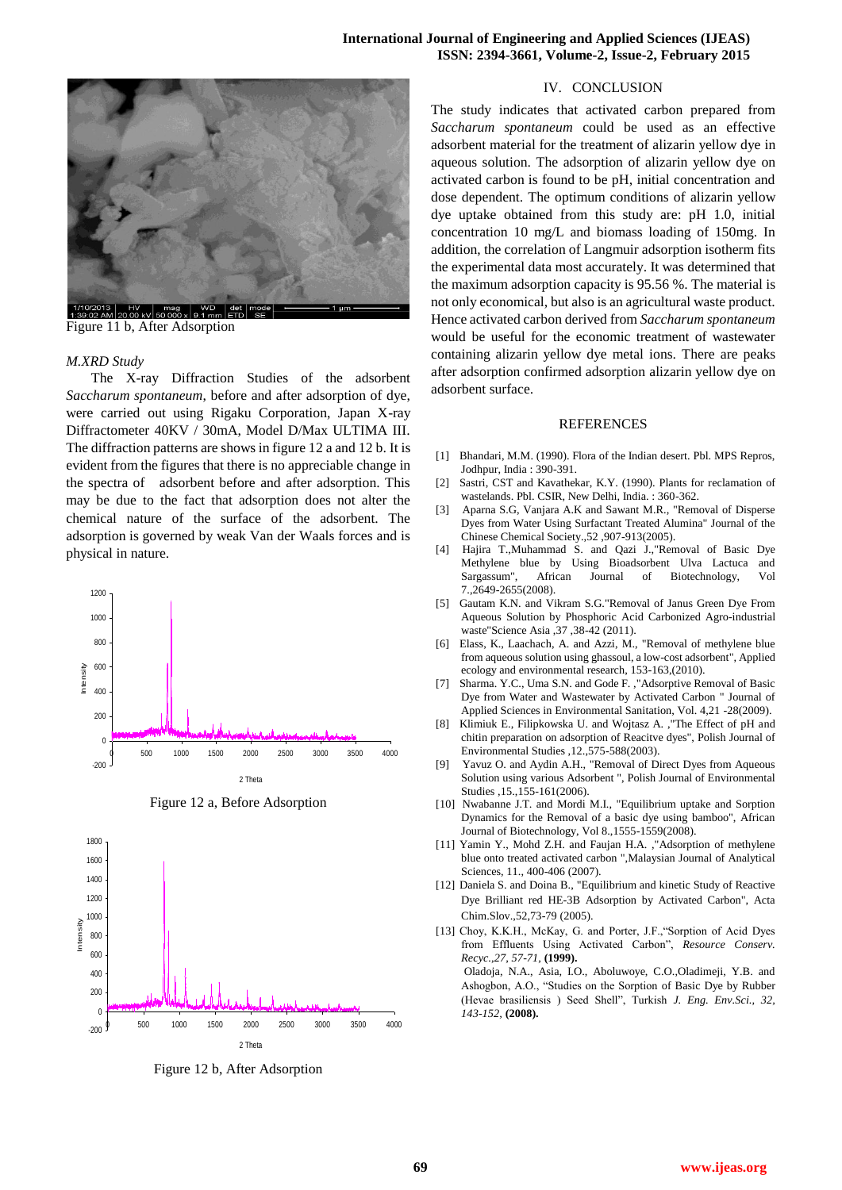1/10/2013 1:39:02 AM | HV 20.00 kV | mag 50 000 x | WD 9.1 mm | det ETD | mode SE | 1 µm

Figure 11 b, After Adsorption

*M.XRD Study*

The X-ray Diffraction Studies of the adsorbent *Saccharum spontaneum*, before and after adsorption of dye, were carried out using Rigaku Corporation, Japan X-ray Diffractometer 40KV / 30mA, Model D/Max ULTIMA III. The diffraction patterns are shows in figure 12 a and 12 b. It is evident from the figures that there is no appreciable change in the spectra of adsorbent before and after adsorption. This may be due to the fact that adsorption does not alter the chemical nature of the surface of the adsorbent. The adsorption is governed by weak Van der Waals forces and is physical in nature.

Intensity

1200
1000
800
600
400
200
0
-200

0 500 1000 1500 2000 2500 3000 3500 4000

2 Theta

Figure 12 a, Before Adsorption

Intensity

1800
1600
1400
1200
1000
800
600
400
200
0
-200

0 500 1000 1500 2000 2500 3000 3500 4000

2 Theta

Figure 12 b, After Adsorption

## IV. CONCLUSION

The study indicates that activated carbon prepared from *Saccharum spontaneum* could be used as an effective adsorbent material for the treatment of alizarin yellow dye in aqueous solution. The adsorption of alizarin yellow dye on activated carbon is found to be pH, initial concentration and dose dependent. The optimum conditions of alizarin yellow dye uptake obtained from this study are: pH 1.0, initial concentration 10 mg/L and biomass loading of 150mg. In addition, the correlation of Langmuir adsorption isotherm fits the experimental data most accurately. It was determined that the maximum adsorption capacity is 95.56 %. The material is not only economical, but also is an agricultural waste product. Hence activated carbon derived from *Saccharum spontaneum* would be useful for the economic treatment of wastewater containing alizarin yellow dye metal ions. There are peaks after adsorption confirmed adsorption alizarin yellow dye on adsorbent surface.

## REFERENCES

[1] Bhandari, M.M. (1990). Flora of the Indian desert. Pbl. MPS Repros, Jodhpur, India : 390-391.

[2] Sastri, CST and Kavathekar, K.Y. (1990). Plants for reclamation of wastelands. Pbl. CSIR, New Delhi, India. : 360-362.

[3] Aparna S.G, Vanjara A.K and Sawant M.R., "Removal of Disperse Dyes from Water Using Surfactant Treated Alumina" Journal of the Chinese Chemical Society.,52 ,907-913(2005).

[4] Hajira T.,Muhammad S. and Qazi J.,"Removal of Basic Dye Methylene blue by Using Bioadsorbent Ulva Lactuca and Sargassum", African Journal of Biotechnology, Vol 7.,2649-2655(2008).

[5] Gautam K.N. and Vikram S.G."Removal of Janus Green Dye From Aqueous Solution by Phosphoric Acid Carbonized Agro-industrial waste"Science Asia ,37 ,38-42 (2011).

[6] Elass, K., Laachach, A. and Azzi, M., "Removal of methylene blue from aqueous solution using ghassoul, a low-cost adsorbent", Applied ecology and environmental research, 153-163,(2010).

[7] Sharma. Y.C., Uma S.N. and Gode F. ,"Adsorptive Removal of Basic Dye from Water and Wastewater by Activated Carbon " Journal of Applied Sciences in Environmental Sanitation, Vol. 4,21 -28(2009).

[8] Klimiuk E., Filipkowska U. and Wojtasz A. ,"The Effect of pH and chitin preparation on adsorption of Reacitve dyes", Polish Journal of Environmental Studies ,12.,575-588(2003).

[9] Yavuz O. and Aydin A.H., "Removal of Direct Dyes from Aqueous Solution using various Adsorbent ", Polish Journal of Environmental Studies ,15.,155-161(2006).

[10] Nwabanne J.T. and Mordi M.I., "Equilibrium uptake and Sorption Dynamics for the Removal of a basic dye using bamboo", African Journal of Biotechnology, Vol 8.,1555-1559(2008).

[11] Yamin Y., Mohd Z.H. and Faujan H.A. ,"Adsorption of methylene blue onto treated activated carbon ",Malaysian Journal of Analytical Sciences, 11., 400-406 (2007).

[12] Daniela S. and Doina B., "Equilibrium and kinetic Study of Reactive Dye Brilliant red HE-3B Adsorption by Activated Carbon", Acta Chim.Slov.,52,73-79 (2005).

[13] Choy, K.K.H., McKay, G. and Porter, J.F.,"Sorption of Acid Dyes from Effluents Using Activated Carbon", *Resource Conserv. Recyc.,27, 57-71,* **(1999).**

Oladoja, N.A., Asia, I.O., Aboluwoye, C.O.,Oladimeji, Y.B. and Ashogbon, A.O., "Studies on the Sorption of Basic Dye by Rubber (Hevae brasiliensis ) Seed Shell", Turkish *J. Eng. Env.Sci., 32, 143-152,* **(2008).**